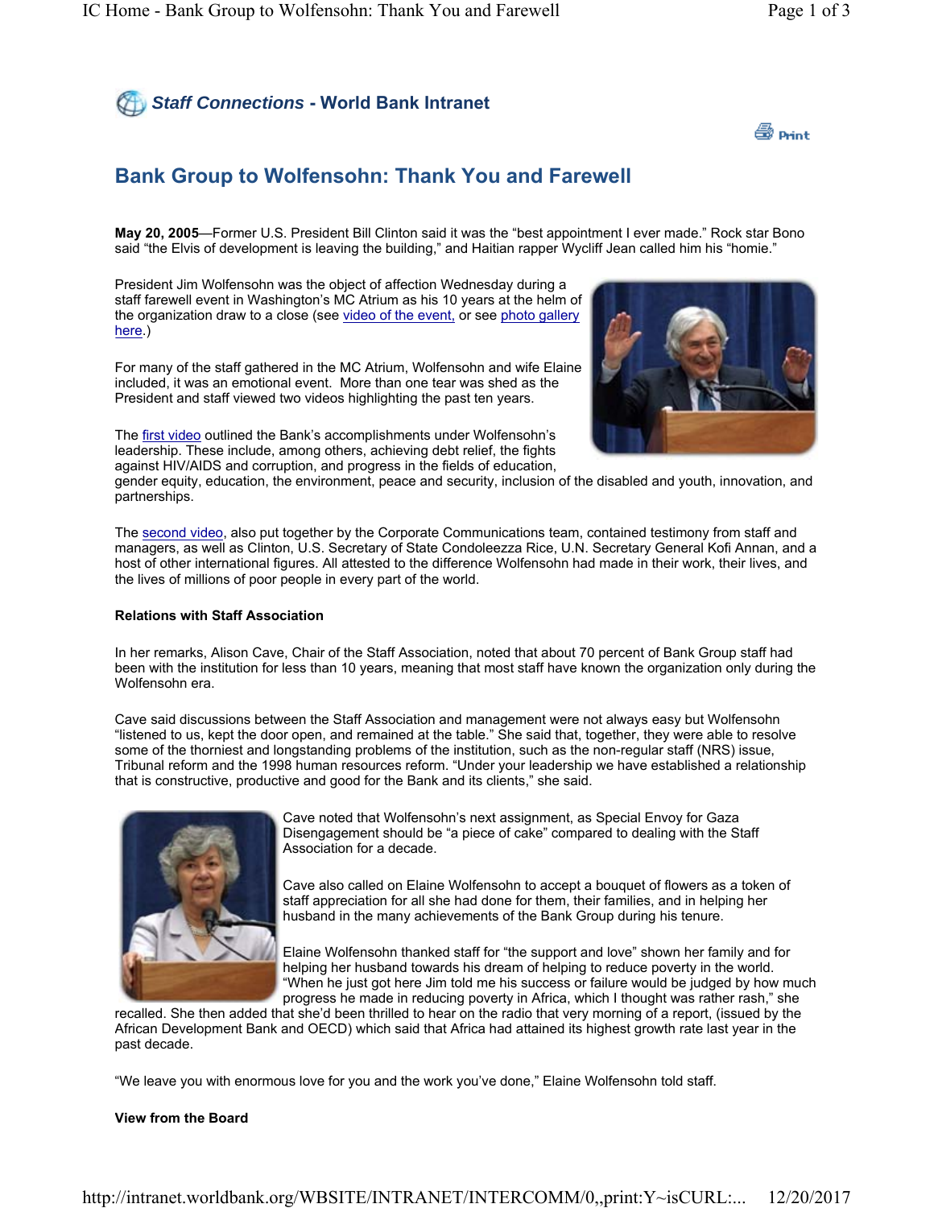**Staff Connections - World Bank Intranet**

Print

# Bank Group to Wolfensohn: Thank You and Farewell

**May 20, 2005**—Former U.S. President Bill Clinton said it was the "best appointment I ever made." Rock star Bono said "the Elvis of development is leaving the building," and Haitian rapper Wyclif Jean called him his "homie."

President Jim Wolfensohn was the object of affection Wednesday during a staff farewell event in Washington's MC Atrium as his 10 years at the helm of the organization draw to a close (see video of the event, or see photo gallery here.)

For many of the staff gathered in the MC Atrium, Wolfensohn and wife Elaine included, it was an emotional event. More than one tear was shed as the President and staff viewed two videos highlighting the past ten years.

The first video outlined the Bank's accomplishments under Wolfensohn's leadership. These include, among others, achieving debt relief, the fights against HIV/AIDS and corruption, and progress in the fields of education, gender equity, education, the environment, peace and security, inclusion of the disabled and youth, innovation, and partnerships.

The second video, also put together by the Corporate Communications team, contained testimony from staff and managers, as well as Clinton, U.S. Secretary of State Condoleezza Rice, U.N. Secretary General Kofi Annan, and a host of other international figures. All attested to the difference Wolfensohn had made in their work, their lives, and the lives of millions of poor people in every part of the world.

**Relations with Staff Association**

In her remarks, Alison Cave, Chair of the Staff Association, noted that about 70 percent of Bank Group staff had been with the institution for less than 10 years, meaning that most staff have known the organization only during the Wolfensohn era.

Cave said discussions between the Staff Association and management were not always easy but Wolfensohn "listened to us, kept the door open, and remained at the table." She said that, together, they were able to resolve some of the thorniest and longstanding problems of the institution, such as the non-regular staff (NRS) issue, Tribunal reform and the 1998 human resources reform. "Under your leadership we have established a relationship that is constructive, productive and good for the Bank and its clients," she said.

Cave noted that Wolfensohn's next assignment, as Special Envoy for Gaza Disengagement should be "a piece of cake" compared to dealing with the Staff Association for a decade.

Cave also called on Elaine Wolfensohn to accept a bouquet of flowers as a token of staff appreciation for all she had done for them, their families, and in helping her husband in the many achievements of the Bank Group during his tenure.

Elaine Wolfensohn thanked staff for "the support and love" shown her family and for helping her husband towards his dream of helping to reduce poverty in the world. "When he just got here Jim told me his success or failure would be judged by how much progress he made in reducing poverty in Africa, which I thought was rather rash," she recalled. She then added that she'd been thrilled to hear on the radio that very morning of a report, (issued by the African Development Bank and OECD) which said that Africa had attained its highest growth rate last year in the past decade.

"We leave you with enormous love for you and the work you've done," Elaine Wolfensohn told staff.

**View from the Board**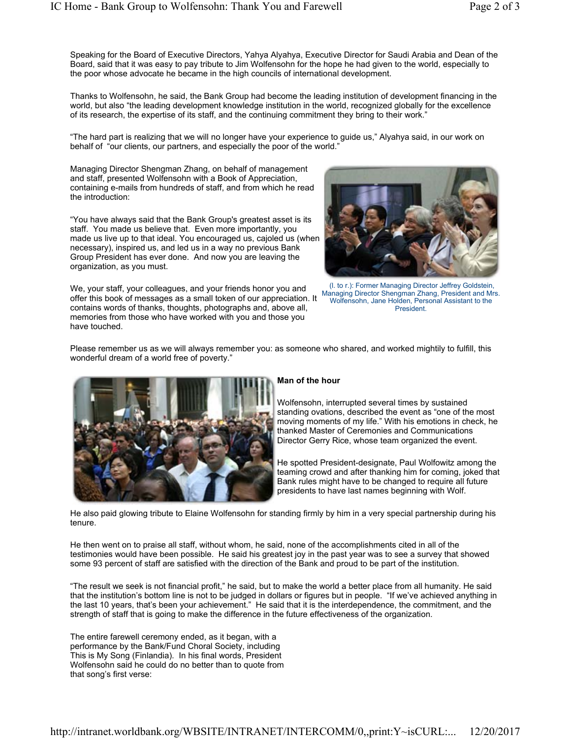Speaking for the Board of Executive Directors, Yahya Alyahya, Executive Director for Saudi Arabia and Dean of the Board, said that it was easy to pay tribute to Jim Wolfensohn for the hope he had given to the world, especially to the poor whose advocate he became in the high councils of international development.

Thanks to Wolfensohn, he said, the Bank Group had become the leading institution of development financing in the world, but also "the leading development knowledge institution in the world, recognized globally for the excellence of its research, the expertise of its staff, and the continuing commitment they bring to their work."

"The hard part is realizing that we will no longer have your experience to guide us," Alyahya said, in our work on behalf of "our clients, our partners, and especially the poor of the world."

Managing Director Shengman Zhang, on behalf of management and staff, presented Wolfensohn with a Book of Appreciation, containing e-mails from hundreds of staff, and from which he read the introduction:

"You have always said that the Bank Group's greatest asset is its staff. You made us believe that. Even more importantly, you made us live up to that ideal. You encouraged us, cajoled us (when necessary), inspired us, and led us in a way no previous Bank Group President has ever done. And now you are leaving the organization, as you must.

(l. to r.): Former Managing Director Jeffrey Goldstein, Managing Director Shengman Zhang, President and Mrs. Wolfensohn, Jane Holden, Personal Assistant to the President.

We, your staff, your colleagues, and your friends honor you and offer this book of messages as a small token of our appreciation. It contains words of thanks, thoughts, photographs and, above all, memories from those who have worked with you and those you have touched.

Please remember us as we will always remember you: as someone who shared, and worked mightily to fulfill, this wonderful dream of a world free of poverty."

**Man of the hour**

Wolfensohn, interrupted several times by sustained standing ovations, described the event as "one of the most moving moments of my life." With his emotions in check, he thanked Master of Ceremonies and Communications Director Gerry Rice, whose team organized the event.

He spotted President-designate, Paul Wolfowitz among the teaming crowd and after thanking him for coming, joked that Bank rules might have to be changed to require all future presidents to have last names beginning with Wolf.

He also paid glowing tribute to Elaine Wolfensohn for standing firmly by him in a very special partnership during his tenure.

He then went on to praise all staff, without whom, he said, none of the accomplishments cited in all of the testimonies would have been possible. He said his greatest joy in the past year was to see a survey that showed some 93 percent of staff are satisfied with the direction of the Bank and proud to be part of the institution.

"The result we seek is not financial profit," he said, but to make the world a better place from all humanity. He said that the institution's bottom line is not to be judged in dollars or figures but in people. "If we've achieved anything in the last 10 years, that's been your achievement." He said that it is the interdependence, the commitment, and the strength of staff that is going to make the difference in the future effectiveness of the organization.

The entire farewell ceremony ended, as it began, with a performance by the Bank/Fund Choral Society, including This is My Song (Finlandia). In his final words, President Wolfensohn said he could do no better than to quote from that song's first verse: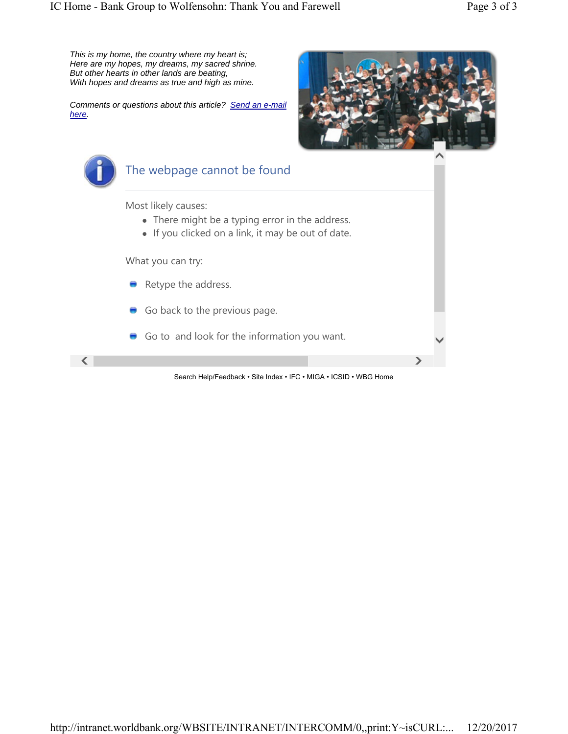*This is my home, the country where my heart is;*
*Here are my hopes, my dreams, my sacred shrine.*
*But other hearts in other lands are beating,*
*With hopes and dreams as true and high as mine.*

*Comments or questions about this article? Send an e-mail here.*

## The webpage cannot be found

Most likely causes:

- There might be a typing error in the address.
- If you clicked on a link, it may be out of date.

What you can try:

- Retype the address.
- Go back to the previous page.
- Go to  and look for the information you want.

Search Help/Feedback • Site Index • IFC • MIGA • ICSID • WBG Home